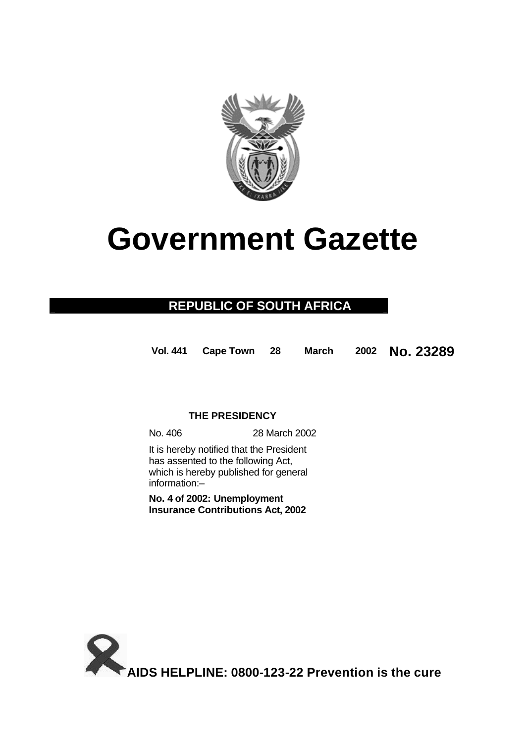# Government Gazette

**REPUBLIC OF SOUTH AFRICA**

**Vol. 441 Cape Town 28 March 2002 No. 23289**

**THE PRESIDENCY**

No. 406 28 March 2002

It is hereby notified that the President has assented to the following Act, which is hereby published for general information:–

**No. 4 of 2002: Unemployment Insurance Contributions Act, 2002**

**AIDS HELPLINE: 0800-123-22 Prevention is the cure**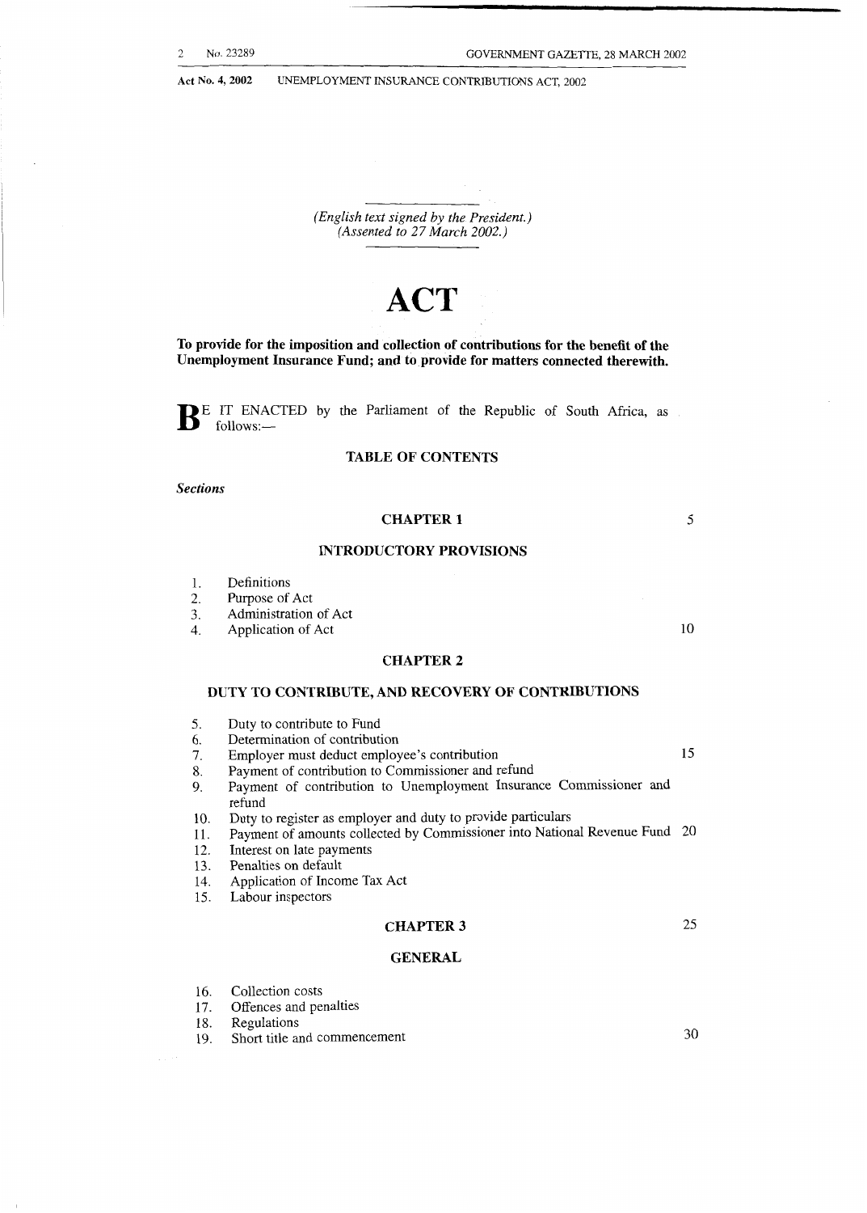(English text signed by the President.)
(Assented to 27 March 2002.)

# ACT

**To provide for the imposition and collection of contributions for the benefit of the Unemployment Insurance Fund; and to provide for matters connected therewith.**

BE IT ENACTED by the Parliament of the Republic of South Africa, as follows:—

## TABLE OF CONTENTS

*Sections*

### CHAPTER 1

### INTRODUCTORY PROVISIONS

1. Definitions
2. Purpose of Act
3. Administration of Act
4. Application of Act

### CHAPTER 2

### DUTY TO CONTRIBUTE, AND RECOVERY OF CONTRIBUTIONS

5. Duty to contribute to Fund
6. Determination of contribution
7. Employer must deduct employee's contribution
8. Payment of contribution to Commissioner and refund
9. Payment of contribution to Unemployment Insurance Commissioner and refund
10. Duty to register as employer and duty to provide particulars
11. Payment of amounts collected by Commissioner into National Revenue Fund
12. Interest on late payments
13. Penalties on default
14. Application of Income Tax Act
15. Labour inspectors

### CHAPTER 3

### GENERAL

16. Collection costs
17. Offences and penalties
18. Regulations
19. Short title and commencement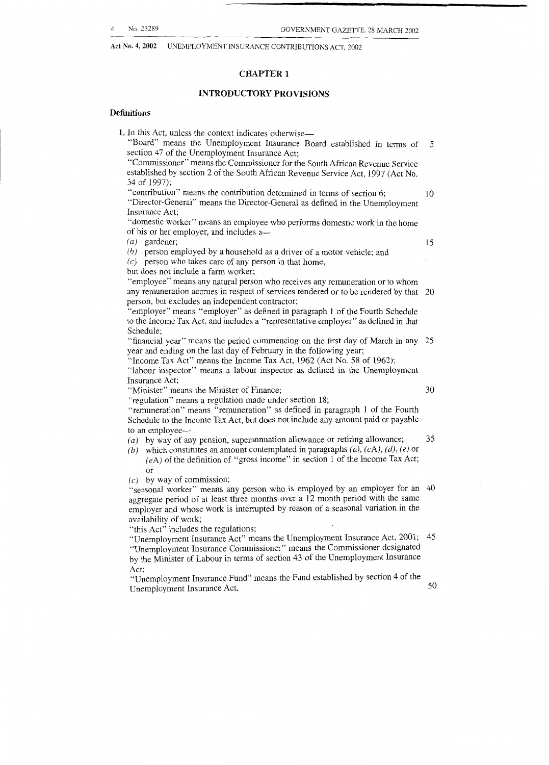## CHAPTER 1

### INTRODUCTORY PROVISIONS

**Definitions**

**1.** In this Act, unless the context indicates otherwise—

"Board" means the Unemployment Insurance Board established in terms of section 47 of the Unemployment Insurance Act;

"Commissioner" means the Commissioner for the South African Revenue Service established by section 2 of the South African Revenue Service Act, 1997 (Act No. 34 of 1997);

"contribution" means the contribution determined in terms of section 6;

"Director-General" means the Director-General as defined in the Unemployment Insurance Act;

"domestic worker" means an employee who performs domestic work in the home of his or her employer, and includes a—

*(a)* gardener;

*(b)* person employed by a household as a driver of a motor vehicle; and

*(c)* person who takes care of any person in that home,

but does not include a farm worker;

"employee" means any natural person who receives any remuneration or to whom any remuneration accrues in respect of services rendered or to be rendered by that person, but excludes an independent contractor;

"employer" means "employer" as defined in paragraph 1 of the Fourth Schedule to the Income Tax Act, and includes a "representative employer" as defined in that Schedule;

"financial year" means the period commencing on the first day of March in any year and ending on the last day of February in the following year;

"Income Tax Act" means the Income Tax Act, 1962 (Act No. 58 of 1962);

"labour inspector" means a labour inspector as defined in the Unemployment Insurance Act;

"Minister" means the Minister of Finance;

"regulation" means a regulation made under section 18;

"remuneration" means "remuneration" as defined in paragraph 1 of the Fourth Schedule to the Income Tax Act, but does not include any amount paid or payable to an employee—

*(a)* by way of any pension, superannuation allowance or retiring allowance;

*(b)* which constitutes an amount contemplated in paragraphs *(a)*, *(c*A*)*, *(d)*, *(e)* or *(e*A*)* of the definition of "gross income" in section 1 of the Income Tax Act; or

*(c)* by way of commission;

"seasonal worker" means any person who is employed by an employer for an aggregate period of at least three months over a 12 month period with the same employer and whose work is interrupted by reason of a seasonal variation in the availability of work;

"this Act" includes the regulations;

"Unemployment Insurance Act" means the Unemployment Insurance Act, 2001;

"Unemployment Insurance Commissioner" means the Commissioner designated by the Minister of Labour in terms of section 43 of the Unemployment Insurance Act;

"Unemployment Insurance Fund" means the Fund established by section 4 of the Unemployment Insurance Act.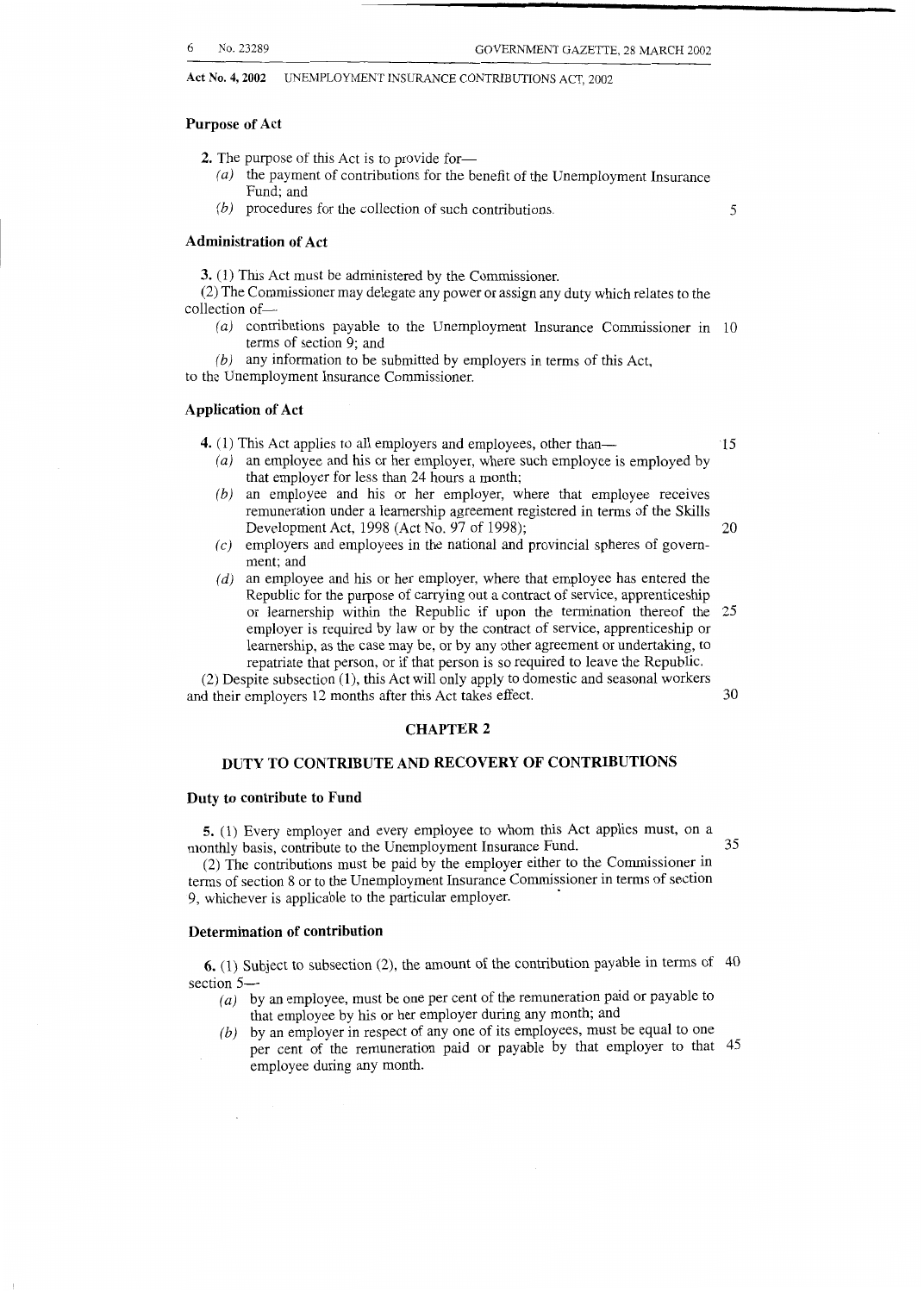### Purpose of Act

**2.** The purpose of this Act is to provide for—

*(a)* the payment of contributions for the benefit of the Unemployment Insurance Fund; and

*(b)* procedures for the collection of such contributions.

### Administration of Act

**3.** (1) This Act must be administered by the Commissioner.

(2) The Commissioner may delegate any power or assign any duty which relates to the collection of—

*(a)* contributions payable to the Unemployment Insurance Commissioner in terms of section 9; and

*(b)* any information to be submitted by employers in terms of this Act,

to the Unemployment Insurance Commissioner.

### Application of Act

**4.** (1) This Act applies to all employers and employees, other than—

*(a)* an employee and his or her employer, where such employee is employed by that employer for less than 24 hours a month;

*(b)* an employee and his or her employer, where that employee receives remuneration under a learnership agreement registered in terms of the Skills Development Act, 1998 (Act No. 97 of 1998);

*(c)* employers and employees in the national and provincial spheres of government; and

*(d)* an employee and his or her employer, where that employee has entered the Republic for the purpose of carrying out a contract of service, apprenticeship or learnership within the Republic if upon the termination thereof the employer is required by law or by the contract of service, apprenticeship or learnership, as the case may be, or by any other agreement or undertaking, to repatriate that person, or if that person is so required to leave the Republic.

(2) Despite subsection (1), this Act will only apply to domestic and seasonal workers and their employers 12 months after this Act takes effect.

## CHAPTER 2

## DUTY TO CONTRIBUTE AND RECOVERY OF CONTRIBUTIONS

### Duty to contribute to Fund

**5.** (1) Every employer and every employee to whom this Act applies must, on a monthly basis, contribute to the Unemployment Insurance Fund.

(2) The contributions must be paid by the employer either to the Commissioner in terms of section 8 or to the Unemployment Insurance Commissioner in terms of section 9, whichever is applicable to the particular employer.

### Determination of contribution

**6.** (1) Subject to subsection (2), the amount of the contribution payable in terms of section 5—

*(a)* by an employee, must be one per cent of the remuneration paid or payable to that employee by his or her employer during any month; and

*(b)* by an employer in respect of any one of its employees, must be equal to one per cent of the remuneration paid or payable by that employer to that employee during any month.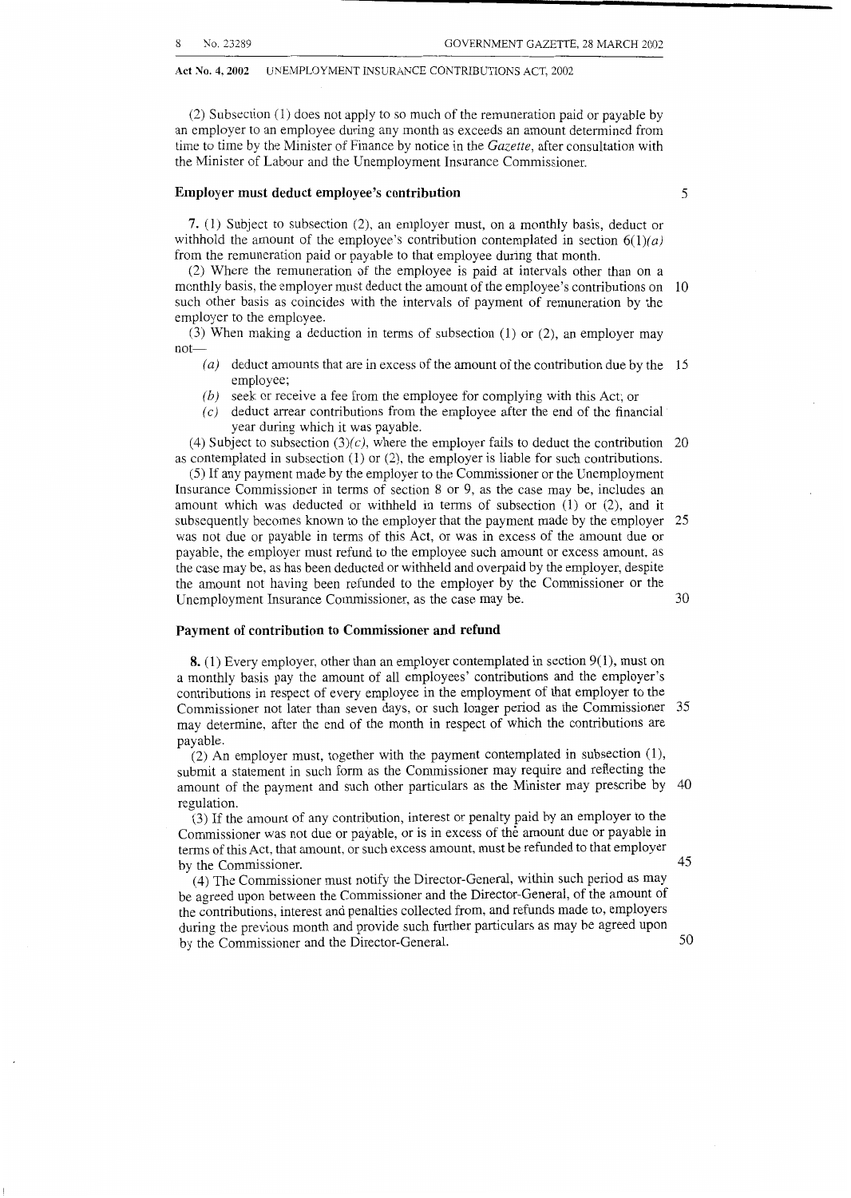(2) Subsection (1) does not apply to so much of the remuneration paid or payable by an employer to an employee during any month as exceeds an amount determined from time to time by the Minister of Finance by notice in the *Gazette*, after consultation with the Minister of Labour and the Unemployment Insurance Commissioner.

### Employer must deduct employee's contribution

**7.** (1) Subject to subsection (2), an employer must, on a monthly basis, deduct or withhold the amount of the employee's contribution contemplated in section 6(1)*(a)* from the remuneration paid or payable to that employee during that month.

(2) Where the remuneration of the employee is paid at intervals other than on a monthly basis, the employer must deduct the amount of the employee's contributions on such other basis as coincides with the intervals of payment of remuneration by the employer to the employee.

(3) When making a deduction in terms of subsection (1) or (2), an employer may not—

*(a)* deduct amounts that are in excess of the amount of the contribution due by the employee;

*(b)* seek or receive a fee from the employee for complying with this Act; or

*(c)* deduct arrear contributions from the employee after the end of the financial year during which it was payable.

(4) Subject to subsection (3)*(c)*, where the employer fails to deduct the contribution as contemplated in subsection (1) or (2), the employer is liable for such contributions.

(5) If any payment made by the employer to the Commissioner or the Unemployment Insurance Commissioner in terms of section 8 or 9, as the case may be, includes an amount which was deducted or withheld in terms of subsection (1) or (2), and it subsequently becomes known to the employer that the payment made by the employer was not due or payable in terms of this Act, or was in excess of the amount due or payable, the employer must refund to the employee such amount or excess amount, as the case may be, as has been deducted or withheld and overpaid by the employer, despite the amount not having been refunded to the employer by the Commissioner or the Unemployment Insurance Commissioner, as the case may be.

### Payment of contribution to Commissioner and refund

**8.** (1) Every employer, other than an employer contemplated in section 9(1), must on a monthly basis pay the amount of all employees' contributions and the employer's contributions in respect of every employee in the employment of that employer to the Commissioner not later than seven days, or such longer period as the Commissioner may determine, after the end of the month in respect of which the contributions are payable.

(2) An employer must, together with the payment contemplated in subsection (1), submit a statement in such form as the Commissioner may require and reflecting the amount of the payment and such other particulars as the Minister may prescribe by regulation.

(3) If the amount of any contribution, interest or penalty paid by an employer to the Commissioner was not due or payable, or is in excess of the amount due or payable in terms of this Act, that amount, or such excess amount, must be refunded to that employer by the Commissioner.

(4) The Commissioner must notify the Director-General, within such period as may be agreed upon between the Commissioner and the Director-General, of the amount of the contributions, interest and penalties collected from, and refunds made to, employers during the previous month and provide such further particulars as may be agreed upon by the Commissioner and the Director-General.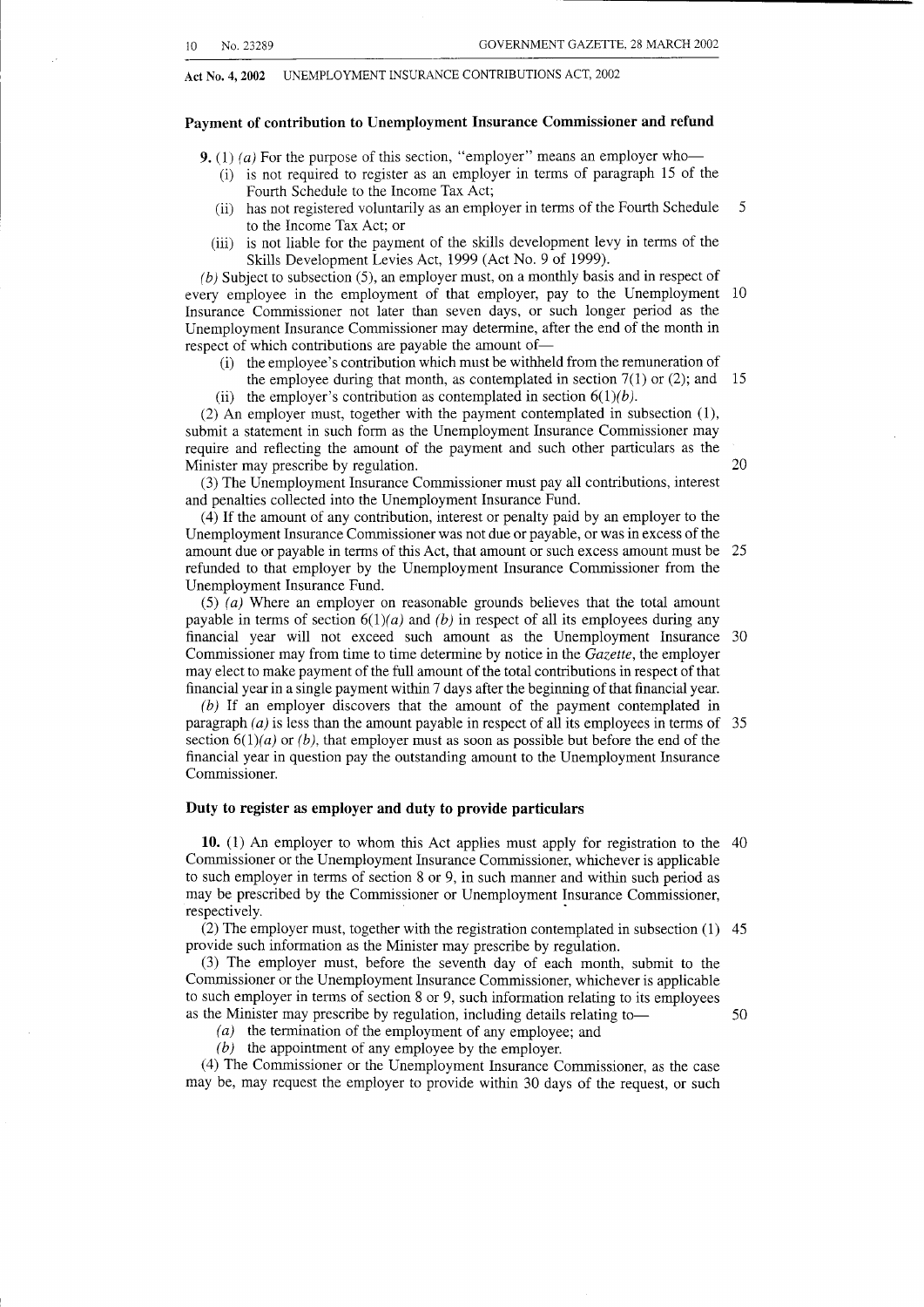**Payment of contribution to Unemployment Insurance Commissioner and refund**

**9.** (1) *(a)* For the purpose of this section, "employer" means an employer who—

(i) is not required to register as an employer in terms of paragraph 15 of the Fourth Schedule to the Income Tax Act;

(ii) has not registered voluntarily as an employer in terms of the Fourth Schedule to the Income Tax Act; or

(iii) is not liable for the payment of the skills development levy in terms of the Skills Development Levies Act, 1999 (Act No. 9 of 1999).

*(b)* Subject to subsection (5), an employer must, on a monthly basis and in respect of every employee in the employment of that employer, pay to the Unemployment Insurance Commissioner not later than seven days, or such longer period as the Unemployment Insurance Commissioner may determine, after the end of the month in respect of which contributions are payable the amount of—

(i) the employee's contribution which must be withheld from the remuneration of the employee during that month, as contemplated in section 7(1) or (2); and

(ii) the employer's contribution as contemplated in section 6(1)*(b)*.

(2) An employer must, together with the payment contemplated in subsection (1), submit a statement in such form as the Unemployment Insurance Commissioner may require and reflecting the amount of the payment and such other particulars as the Minister may prescribe by regulation.

(3) The Unemployment Insurance Commissioner must pay all contributions, interest and penalties collected into the Unemployment Insurance Fund.

(4) If the amount of any contribution, interest or penalty paid by an employer to the Unemployment Insurance Commissioner was not due or payable, or was in excess of the amount due or payable in terms of this Act, that amount or such excess amount must be refunded to that employer by the Unemployment Insurance Commissioner from the Unemployment Insurance Fund.

(5) *(a)* Where an employer on reasonable grounds believes that the total amount payable in terms of section 6(1)*(a)* and *(b)* in respect of all its employees during any financial year will not exceed such amount as the Unemployment Insurance Commissioner may from time to time determine by notice in the *Gazette*, the employer may elect to make payment of the full amount of the total contributions in respect of that financial year in a single payment within 7 days after the beginning of that financial year.

*(b)* If an employer discovers that the amount of the payment contemplated in paragraph *(a)* is less than the amount payable in respect of all its employees in terms of section 6(1)*(a)* or *(b)*, that employer must as soon as possible but before the end of the financial year in question pay the outstanding amount to the Unemployment Insurance Commissioner.

**Duty to register as employer and duty to provide particulars**

**10.** (1) An employer to whom this Act applies must apply for registration to the Commissioner or the Unemployment Insurance Commissioner, whichever is applicable to such employer in terms of section 8 or 9, in such manner and within such period as may be prescribed by the Commissioner or Unemployment Insurance Commissioner, respectively.

(2) The employer must, together with the registration contemplated in subsection (1) provide such information as the Minister may prescribe by regulation.

(3) The employer must, before the seventh day of each month, submit to the Commissioner or the Unemployment Insurance Commissioner, whichever is applicable to such employer in terms of section 8 or 9, such information relating to its employees as the Minister may prescribe by regulation, including details relating to—

*(a)* the termination of the employment of any employee; and

*(b)* the appointment of any employee by the employer.

(4) The Commissioner or the Unemployment Insurance Commissioner, as the case may be, may request the employer to provide within 30 days of the request, or such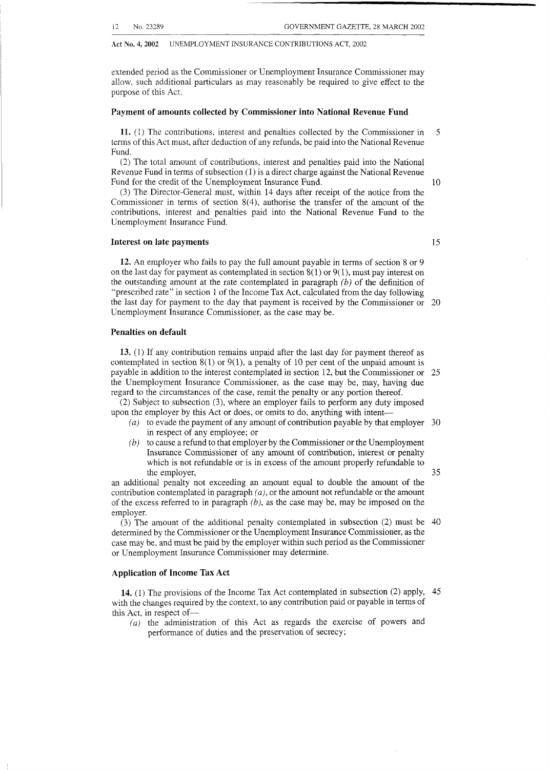extended period as the Commissioner or Unemployment Insurance Commissioner may allow, such additional particulars as may reasonably be required to give effect to the purpose of this Act.

### Payment of amounts collected by Commissioner into National Revenue Fund

**11.** (1) The contributions, interest and penalties collected by the Commissioner in terms of this Act must, after deduction of any refunds, be paid into the National Revenue Fund.

(2) The total amount of contributions, interest and penalties paid into the National Revenue Fund in terms of subsection (1) is a direct charge against the National Revenue Fund for the credit of the Unemployment Insurance Fund.

(3) The Director-General must, within 14 days after receipt of the notice from the Commissioner in terms of section 8(4), authorise the transfer of the amount of the contributions, interest and penalties paid into the National Revenue Fund to the Unemployment Insurance Fund.

### Interest on late payments

**12.** An employer who fails to pay the full amount payable in terms of section 8 or 9 on the last day for payment as contemplated in section 8(1) or 9(1), must pay interest on the outstanding amount at the rate contemplated in paragraph *(b)* of the definition of "prescribed rate" in section 1 of the Income Tax Act, calculated from the day following the last day for payment to the day that payment is received by the Commissioner or Unemployment Insurance Commissioner, as the case may be.

### Penalties on default

**13.** (1) If any contribution remains unpaid after the last day for payment thereof as contemplated in section 8(1) or 9(1), a penalty of 10 per cent of the unpaid amount is payable in addition to the interest contemplated in section 12, but the Commissioner or the Unemployment Insurance Commissioner, as the case may be, may, having due regard to the circumstances of the case, remit the penalty or any portion thereof.

(2) Subject to subsection (3), where an employer fails to perform any duty imposed upon the employer by this Act or does, or omits to do, anything with intent—

*(a)* to evade the payment of any amount of contribution payable by that employer in respect of any employee; or

*(b)* to cause a refund to that employer by the Commissioner or the Unemployment Insurance Commissioner of any amount of contribution, interest or penalty which is not refundable or is in excess of the amount properly refundable to the employer,

an additional penalty not exceeding an amount equal to double the amount of the contribution contemplated in paragraph *(a)*, or the amount not refundable or the amount of the excess referred to in paragraph *(b)*, as the case may be, may be imposed on the employer.

(3) The amount of the additional penalty contemplated in subsection (2) must be determined by the Commissioner or the Unemployment Insurance Commissioner, as the case may be, and must be paid by the employer within such period as the Commissioner or Unemployment Insurance Commissioner may determine.

### Application of Income Tax Act

**14.** (1) The provisions of the Income Tax Act contemplated in subsection (2) apply, with the changes required by the context, to any contribution paid or payable in terms of this Act, in respect of—

*(a)* the administration of this Act as regards the exercise of powers and performance of duties and the preservation of secrecy;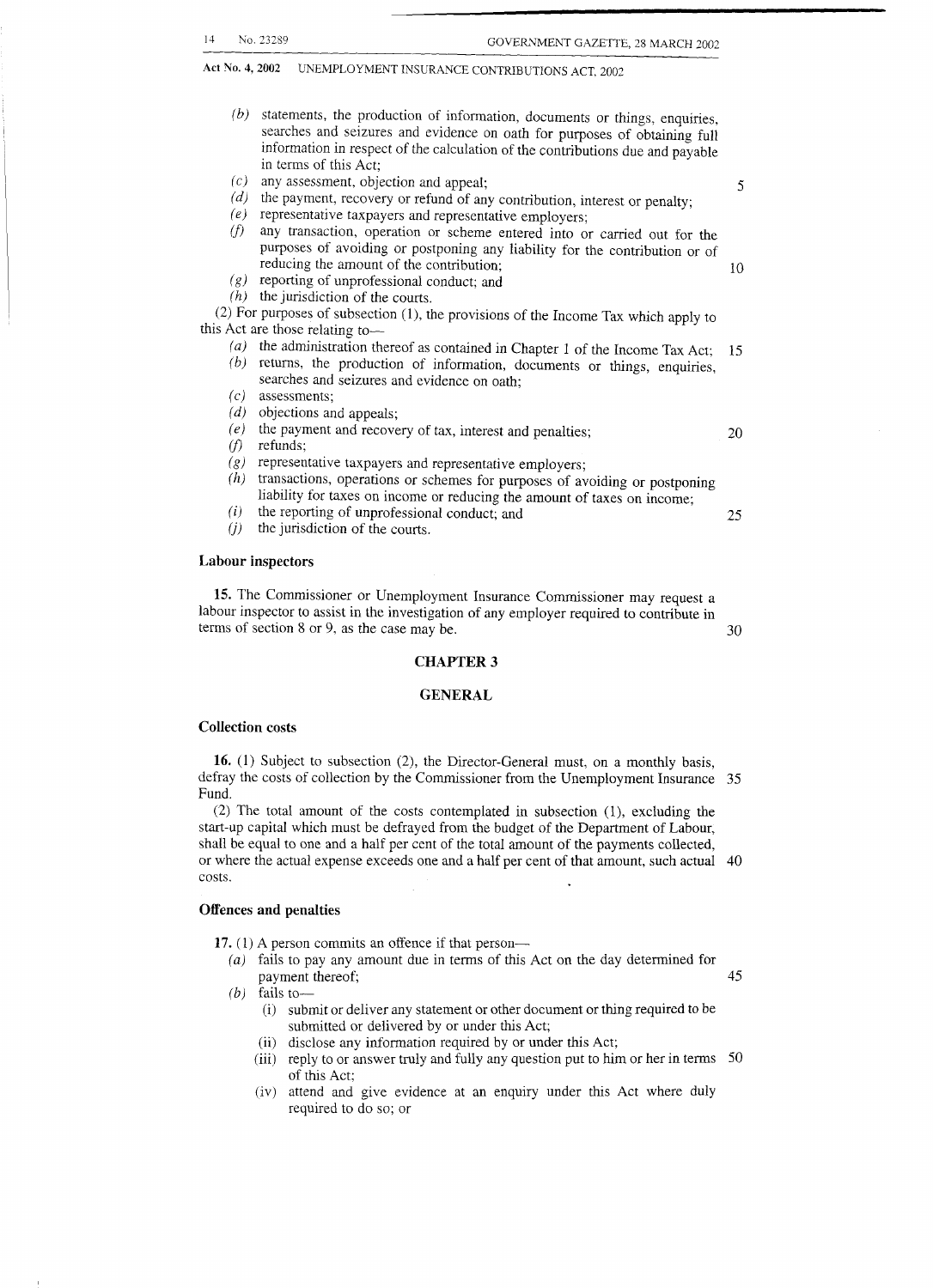(*b*) statements, the production of information, documents or things, enquiries, searches and seizures and evidence on oath for purposes of obtaining full information in respect of the calculation of the contributions due and payable in terms of this Act;

(*c*) any assessment, objection and appeal;

(*d*) the payment, recovery or refund of any contribution, interest or penalty;

(*e*) representative taxpayers and representative employers;

(*f*) any transaction, operation or scheme entered into or carried out for the purposes of avoiding or postponing any liability for the contribution or of reducing the amount of the contribution;

(*g*) reporting of unprofessional conduct; and

(*h*) the jurisdiction of the courts.

(2) For purposes of subsection (1), the provisions of the Income Tax which apply to this Act are those relating to—

(*a*) the administration thereof as contained in Chapter 1 of the Income Tax Act;

(*b*) returns, the production of information, documents or things, enquiries, searches and seizures and evidence on oath;

(*c*) assessments;

(*d*) objections and appeals;

(*e*) the payment and recovery of tax, interest and penalties;

(*f*) refunds;

(*g*) representative taxpayers and representative employers;

(*h*) transactions, operations or schemes for purposes of avoiding or postponing liability for taxes on income or reducing the amount of taxes on income;

(*i*) the reporting of unprofessional conduct; and

(*j*) the jurisdiction of the courts.

**Labour inspectors**

**15.** The Commissioner or Unemployment Insurance Commissioner may request a labour inspector to assist in the investigation of any employer required to contribute in terms of section 8 or 9, as the case may be.

## CHAPTER 3

## GENERAL

**Collection costs**

**16.** (1) Subject to subsection (2), the Director-General must, on a monthly basis, defray the costs of collection by the Commissioner from the Unemployment Insurance Fund.

(2) The total amount of the costs contemplated in subsection (1), excluding the start-up capital which must be defrayed from the budget of the Department of Labour, shall be equal to one and a half per cent of the total amount of the payments collected, or where the actual expense exceeds one and a half per cent of that amount, such actual costs.

**Offences and penalties**

**17.** (1) A person commits an offence if that person—

(*a*) fails to pay any amount due in terms of this Act on the day determined for payment thereof;

(*b*) fails to—

(i) submit or deliver any statement or other document or thing required to be submitted or delivered by or under this Act;

(ii) disclose any information required by or under this Act;

(iii) reply to or answer truly and fully any question put to him or her in terms of this Act;

(iv) attend and give evidence at an enquiry under this Act where duly required to do so; or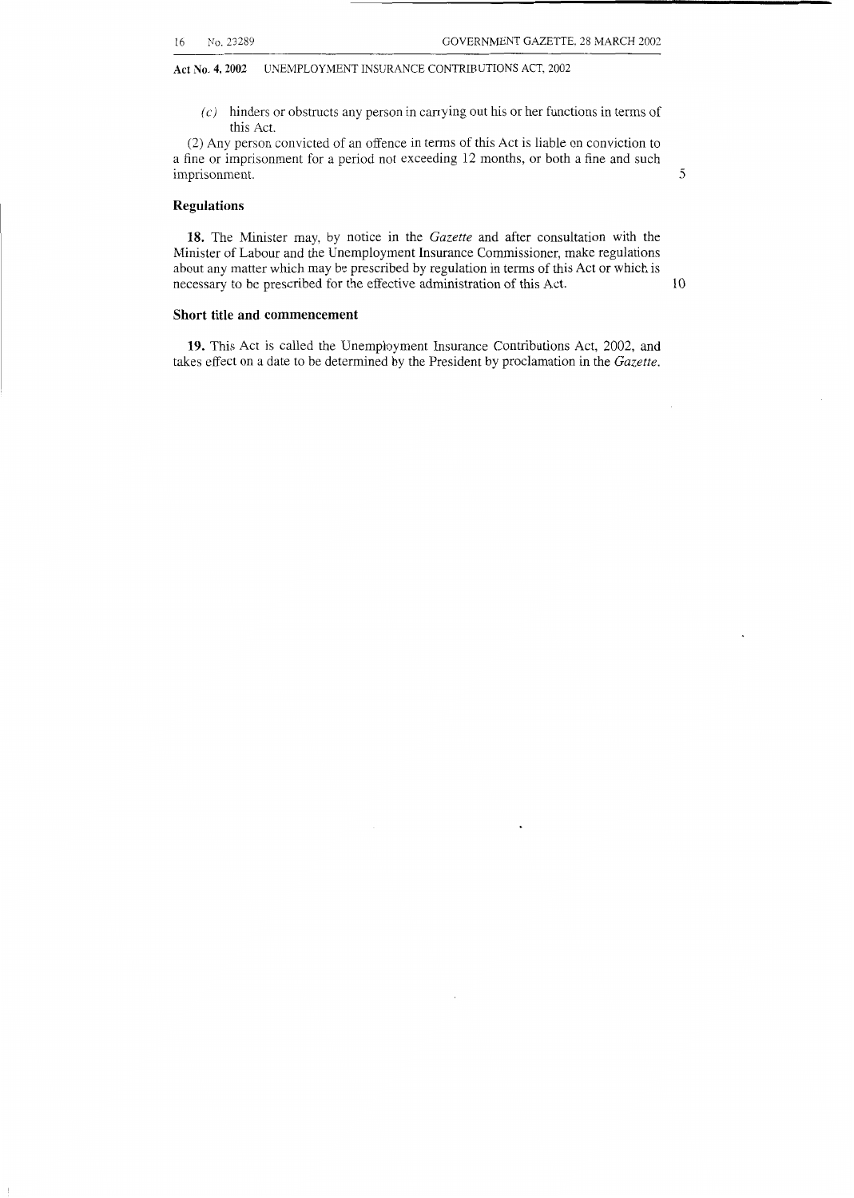(*c*) hinders or obstructs any person in carrying out his or her functions in terms of this Act.

(2) Any person convicted of an offence in terms of this Act is liable on conviction to a fine or imprisonment for a period not exceeding 12 months, or both a fine and such imprisonment.

### Regulations

**18.** The Minister may, by notice in the *Gazette* and after consultation with the Minister of Labour and the Unemployment Insurance Commissioner, make regulations about any matter which may be prescribed by regulation in terms of this Act or which is necessary to be prescribed for the effective administration of this Act.

### Short title and commencement

**19.** This Act is called the Unemployment Insurance Contributions Act, 2002, and takes effect on a date to be determined by the President by proclamation in the *Gazette*.